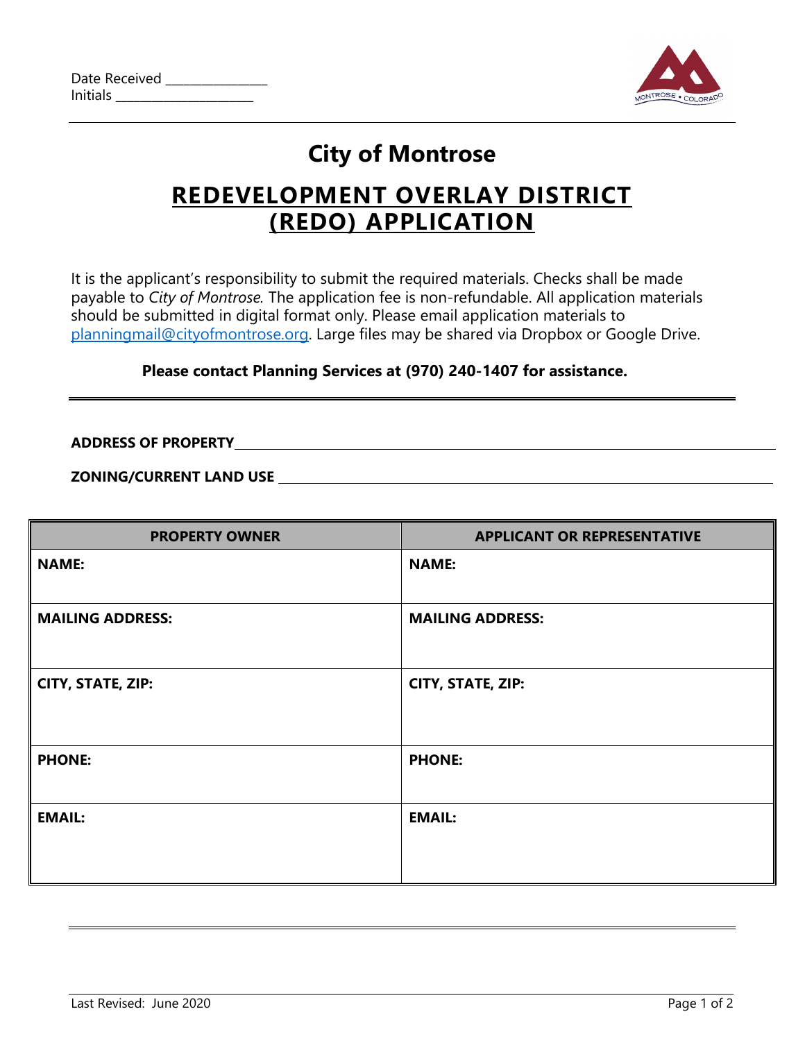Date Received _______________
Initials ____________________

# City of Montrose

## REDEVELOPMENT OVERLAY DISTRICT (REDO) APPLICATION

It is the applicant's responsibility to submit the required materials. Checks shall be made payable to *City of Montrose.* The application fee is non-refundable. All application materials should be submitted in digital format only. Please email application materials to planningmail@cityofmontrose.org. Large files may be shared via Dropbox or Google Drive.

**Please contact Planning Services at (970) 240-1407 for assistance.**

---

**ADDRESS OF PROPERTY** ____________________________________________

**ZONING/CURRENT LAND USE** ____________________________________________

| PROPERTY OWNER | APPLICANT OR REPRESENTATIVE |
|---|---|
| **NAME:** | **NAME:** |
| **MAILING ADDRESS:** | **MAILING ADDRESS:** |
| **CITY, STATE, ZIP:** | **CITY, STATE, ZIP:** |
| **PHONE:** | **PHONE:** |
| **EMAIL:** | **EMAIL:** |

Last Revised: June 2020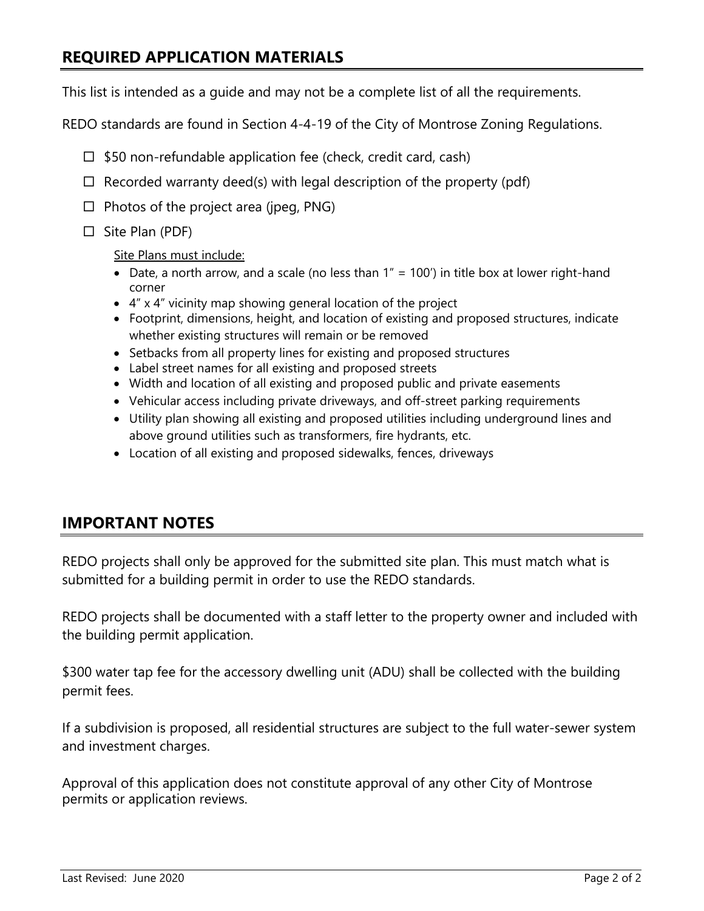## REQUIRED APPLICATION MATERIALS

This list is intended as a guide and may not be a complete list of all the requirements.

REDO standards are found in Section 4-4-19 of the City of Montrose Zoning Regulations.

- ☐ $50 non-refundable application fee (check, credit card, cash)
- ☐ Recorded warranty deed(s) with legal description of the property (pdf)
- ☐ Photos of the project area (jpeg, PNG)
- ☐ Site Plan (PDF)

  Site Plans must include:

  - Date, a north arrow, and a scale (no less than 1" = 100') in title box at lower right-hand corner
  - 4" x 4" vicinity map showing general location of the project
  - Footprint, dimensions, height, and location of existing and proposed structures, indicate whether existing structures will remain or be removed
  - Setbacks from all property lines for existing and proposed structures
  - Label street names for all existing and proposed streets
  - Width and location of all existing and proposed public and private easements
  - Vehicular access including private driveways, and off-street parking requirements
  - Utility plan showing all existing and proposed utilities including underground lines and above ground utilities such as transformers, fire hydrants, etc.
  - Location of all existing and proposed sidewalks, fences, driveways

## IMPORTANT NOTES

REDO projects shall only be approved for the submitted site plan. This must match what is submitted for a building permit in order to use the REDO standards.

REDO projects shall be documented with a staff letter to the property owner and included with the building permit application.

$300 water tap fee for the accessory dwelling unit (ADU) shall be collected with the building permit fees.

If a subdivision is proposed, all residential structures are subject to the full water-sewer system and investment charges.

Approval of this application does not constitute approval of any other City of Montrose permits or application reviews.

Last Revised: June 2020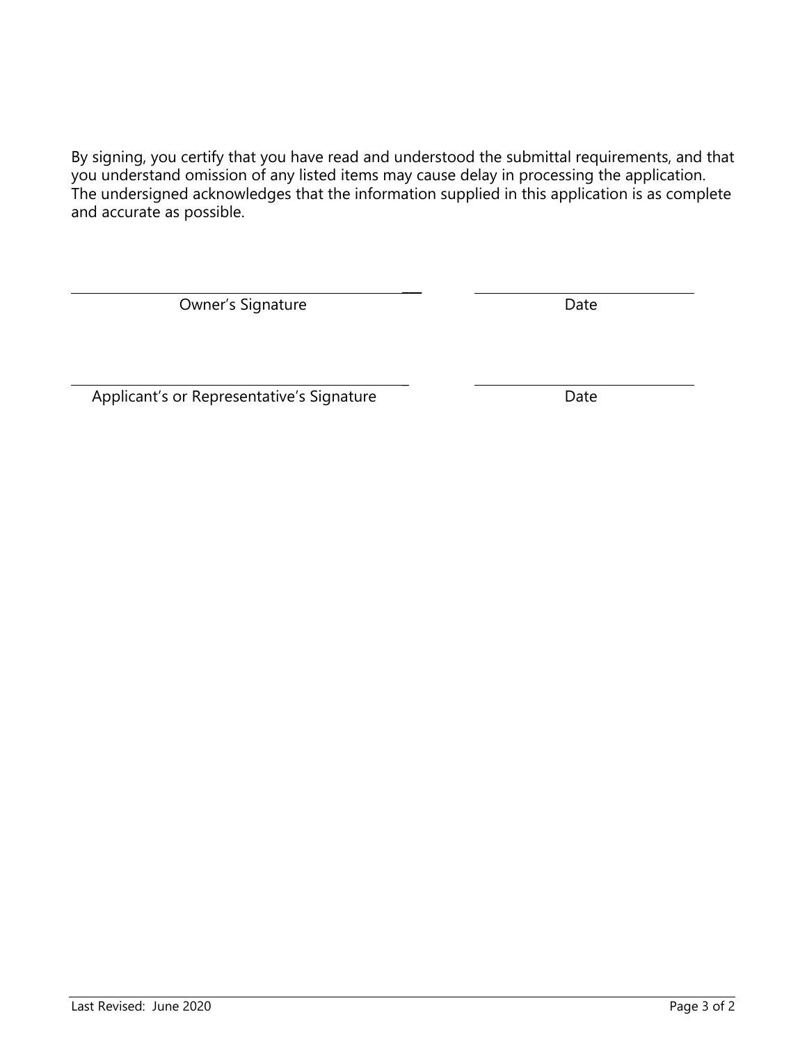By signing, you certify that you have read and understood the submittal requirements, and that you understand omission of any listed items may cause delay in processing the application. The undersigned acknowledges that the information supplied in this application is as complete and accurate as possible.

| | |
|---|---|
| \_\_\_\_\_\_\_\_\_\_\_\_\_\_\_\_\_\_\_\_\_\_\_\_\_\_\_\_\_\_ | \_\_\_\_\_\_\_\_\_\_\_\_\_\_\_\_\_\_\_\_ |
| Owner's Signature | Date |
| \_\_\_\_\_\_\_\_\_\_\_\_\_\_\_\_\_\_\_\_\_\_\_\_\_\_\_\_\_\_ | \_\_\_\_\_\_\_\_\_\_\_\_\_\_\_\_\_\_\_\_ |
| Applicant's or Representative's Signature | Date |

Last Revised: June 2020